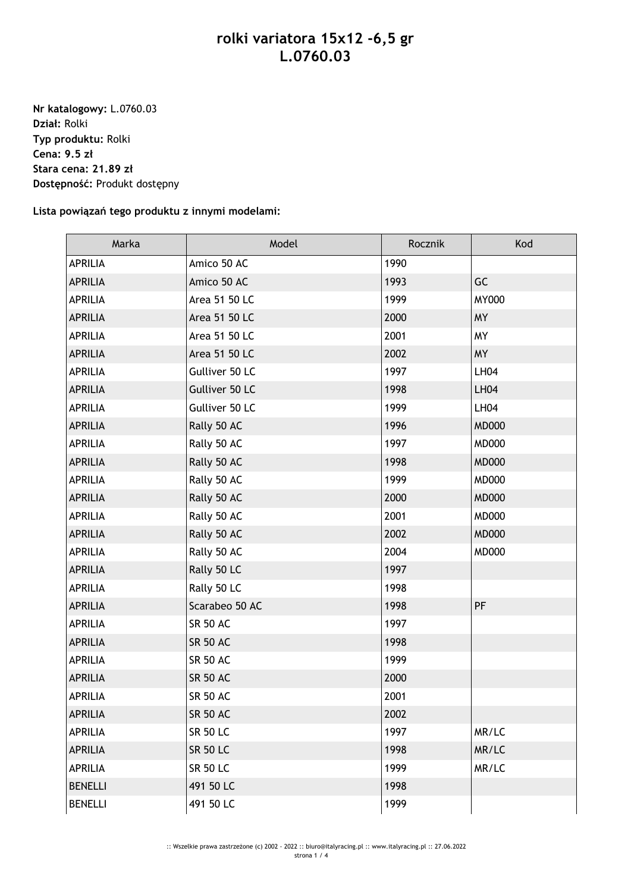# rolki variatora 15x12 -6,5 gr
# L.0760.03

**Nr katalogowy:** L.0760.03
**Dział:** Rolki
**Typ produktu:** Rolki
**Cena: 9.5 zł**
**Stara cena: 21.89 zł**
**Dostępność:** Produkt dostępny

**Lista powiązań tego produktu z innymi modelami:**

| Marka | Model | Rocznik | Kod |
|---|---|---|---|
| APRILIA | Amico 50 AC | 1990 | |
| APRILIA | Amico 50 AC | 1993 | GC |
| APRILIA | Area 51 50 LC | 1999 | MY000 |
| APRILIA | Area 51 50 LC | 2000 | MY |
| APRILIA | Area 51 50 LC | 2001 | MY |
| APRILIA | Area 51 50 LC | 2002 | MY |
| APRILIA | Gulliver 50 LC | 1997 | LH04 |
| APRILIA | Gulliver 50 LC | 1998 | LH04 |
| APRILIA | Gulliver 50 LC | 1999 | LH04 |
| APRILIA | Rally 50 AC | 1996 | MD000 |
| APRILIA | Rally 50 AC | 1997 | MD000 |
| APRILIA | Rally 50 AC | 1998 | MD000 |
| APRILIA | Rally 50 AC | 1999 | MD000 |
| APRILIA | Rally 50 AC | 2000 | MD000 |
| APRILIA | Rally 50 AC | 2001 | MD000 |
| APRILIA | Rally 50 AC | 2002 | MD000 |
| APRILIA | Rally 50 AC | 2004 | MD000 |
| APRILIA | Rally 50 LC | 1997 | |
| APRILIA | Rally 50 LC | 1998 | |
| APRILIA | Scarabeo 50 AC | 1998 | PF |
| APRILIA | SR 50 AC | 1997 | |
| APRILIA | SR 50 AC | 1998 | |
| APRILIA | SR 50 AC | 1999 | |
| APRILIA | SR 50 AC | 2000 | |
| APRILIA | SR 50 AC | 2001 | |
| APRILIA | SR 50 AC | 2002 | |
| APRILIA | SR 50 LC | 1997 | MR/LC |
| APRILIA | SR 50 LC | 1998 | MR/LC |
| APRILIA | SR 50 LC | 1999 | MR/LC |
| BENELLI | 491 50 LC | 1998 | |
| BENELLI | 491 50 LC | 1999 | |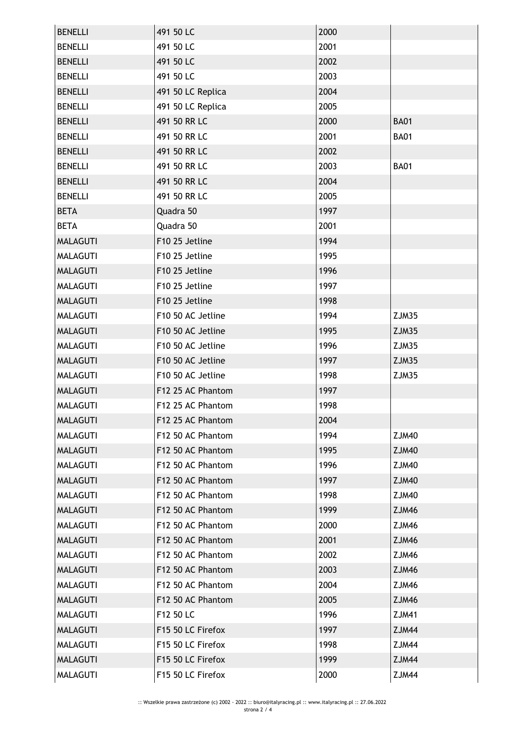| | | | |
|---|---|---|---|
| BENELLI | 491 50 LC | 2000 | |
| BENELLI | 491 50 LC | 2001 | |
| BENELLI | 491 50 LC | 2002 | |
| BENELLI | 491 50 LC | 2003 | |
| BENELLI | 491 50 LC Replica | 2004 | |
| BENELLI | 491 50 LC Replica | 2005 | |
| BENELLI | 491 50 RR LC | 2000 | BA01 |
| BENELLI | 491 50 RR LC | 2001 | BA01 |
| BENELLI | 491 50 RR LC | 2002 | |
| BENELLI | 491 50 RR LC | 2003 | BA01 |
| BENELLI | 491 50 RR LC | 2004 | |
| BENELLI | 491 50 RR LC | 2005 | |
| BETA | Quadra 50 | 1997 | |
| BETA | Quadra 50 | 2001 | |
| MALAGUTI | F10 25 Jetline | 1994 | |
| MALAGUTI | F10 25 Jetline | 1995 | |
| MALAGUTI | F10 25 Jetline | 1996 | |
| MALAGUTI | F10 25 Jetline | 1997 | |
| MALAGUTI | F10 25 Jetline | 1998 | |
| MALAGUTI | F10 50 AC Jetline | 1994 | ZJM35 |
| MALAGUTI | F10 50 AC Jetline | 1995 | ZJM35 |
| MALAGUTI | F10 50 AC Jetline | 1996 | ZJM35 |
| MALAGUTI | F10 50 AC Jetline | 1997 | ZJM35 |
| MALAGUTI | F10 50 AC Jetline | 1998 | ZJM35 |
| MALAGUTI | F12 25 AC Phantom | 1997 | |
| MALAGUTI | F12 25 AC Phantom | 1998 | |
| MALAGUTI | F12 25 AC Phantom | 2004 | |
| MALAGUTI | F12 50 AC Phantom | 1994 | ZJM40 |
| MALAGUTI | F12 50 AC Phantom | 1995 | ZJM40 |
| MALAGUTI | F12 50 AC Phantom | 1996 | ZJM40 |
| MALAGUTI | F12 50 AC Phantom | 1997 | ZJM40 |
| MALAGUTI | F12 50 AC Phantom | 1998 | ZJM40 |
| MALAGUTI | F12 50 AC Phantom | 1999 | ZJM46 |
| MALAGUTI | F12 50 AC Phantom | 2000 | ZJM46 |
| MALAGUTI | F12 50 AC Phantom | 2001 | ZJM46 |
| MALAGUTI | F12 50 AC Phantom | 2002 | ZJM46 |
| MALAGUTI | F12 50 AC Phantom | 2003 | ZJM46 |
| MALAGUTI | F12 50 AC Phantom | 2004 | ZJM46 |
| MALAGUTI | F12 50 AC Phantom | 2005 | ZJM46 |
| MALAGUTI | F12 50 LC | 1996 | ZJM41 |
| MALAGUTI | F15 50 LC Firefox | 1997 | ZJM44 |
| MALAGUTI | F15 50 LC Firefox | 1998 | ZJM44 |
| MALAGUTI | F15 50 LC Firefox | 1999 | ZJM44 |
| MALAGUTI | F15 50 LC Firefox | 2000 | ZJM44 |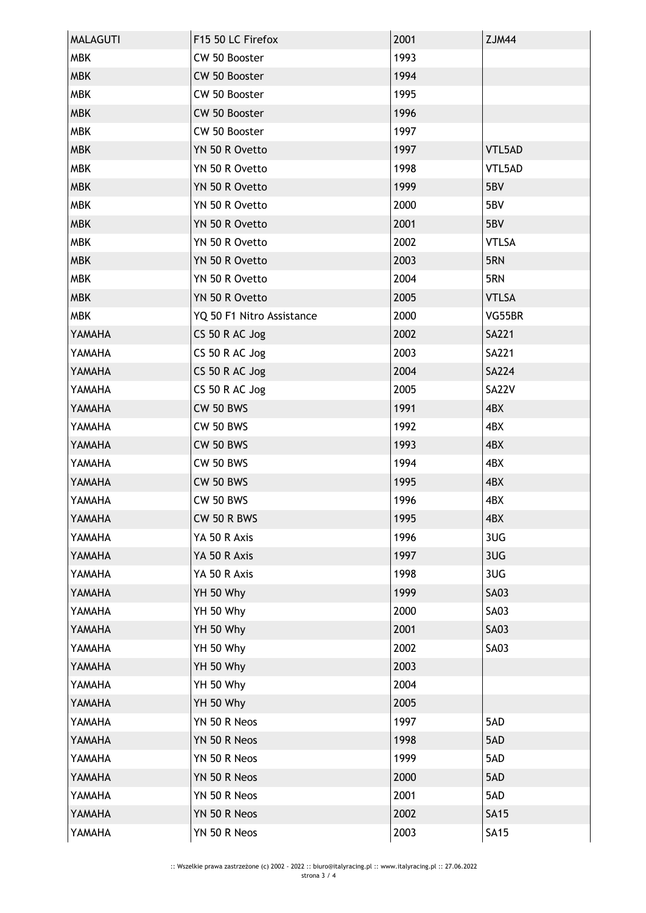| MALAGUTI | F15 50 LC Firefox | 2001 | ZJM44 |
|---|---|---|---|
| MBK | CW 50 Booster | 1993 | |
| MBK | CW 50 Booster | 1994 | |
| MBK | CW 50 Booster | 1995 | |
| MBK | CW 50 Booster | 1996 | |
| MBK | CW 50 Booster | 1997 | |
| MBK | YN 50 R Ovetto | 1997 | VTL5AD |
| MBK | YN 50 R Ovetto | 1998 | VTL5AD |
| MBK | YN 50 R Ovetto | 1999 | 5BV |
| MBK | YN 50 R Ovetto | 2000 | 5BV |
| MBK | YN 50 R Ovetto | 2001 | 5BV |
| MBK | YN 50 R Ovetto | 2002 | VTLSA |
| MBK | YN 50 R Ovetto | 2003 | 5RN |
| MBK | YN 50 R Ovetto | 2004 | 5RN |
| MBK | YN 50 R Ovetto | 2005 | VTLSA |
| MBK | YQ 50 F1 Nitro Assistance | 2000 | VG55BR |
| YAMAHA | CS 50 R AC Jog | 2002 | SA221 |
| YAMAHA | CS 50 R AC Jog | 2003 | SA221 |
| YAMAHA | CS 50 R AC Jog | 2004 | SA224 |
| YAMAHA | CS 50 R AC Jog | 2005 | SA22V |
| YAMAHA | CW 50 BWS | 1991 | 4BX |
| YAMAHA | CW 50 BWS | 1992 | 4BX |
| YAMAHA | CW 50 BWS | 1993 | 4BX |
| YAMAHA | CW 50 BWS | 1994 | 4BX |
| YAMAHA | CW 50 BWS | 1995 | 4BX |
| YAMAHA | CW 50 BWS | 1996 | 4BX |
| YAMAHA | CW 50 R BWS | 1995 | 4BX |
| YAMAHA | YA 50 R Axis | 1996 | 3UG |
| YAMAHA | YA 50 R Axis | 1997 | 3UG |
| YAMAHA | YA 50 R Axis | 1998 | 3UG |
| YAMAHA | YH 50 Why | 1999 | SA03 |
| YAMAHA | YH 50 Why | 2000 | SA03 |
| YAMAHA | YH 50 Why | 2001 | SA03 |
| YAMAHA | YH 50 Why | 2002 | SA03 |
| YAMAHA | YH 50 Why | 2003 | |
| YAMAHA | YH 50 Why | 2004 | |
| YAMAHA | YH 50 Why | 2005 | |
| YAMAHA | YN 50 R Neos | 1997 | 5AD |
| YAMAHA | YN 50 R Neos | 1998 | 5AD |
| YAMAHA | YN 50 R Neos | 1999 | 5AD |
| YAMAHA | YN 50 R Neos | 2000 | 5AD |
| YAMAHA | YN 50 R Neos | 2001 | 5AD |
| YAMAHA | YN 50 R Neos | 2002 | SA15 |
| YAMAHA | YN 50 R Neos | 2003 | SA15 |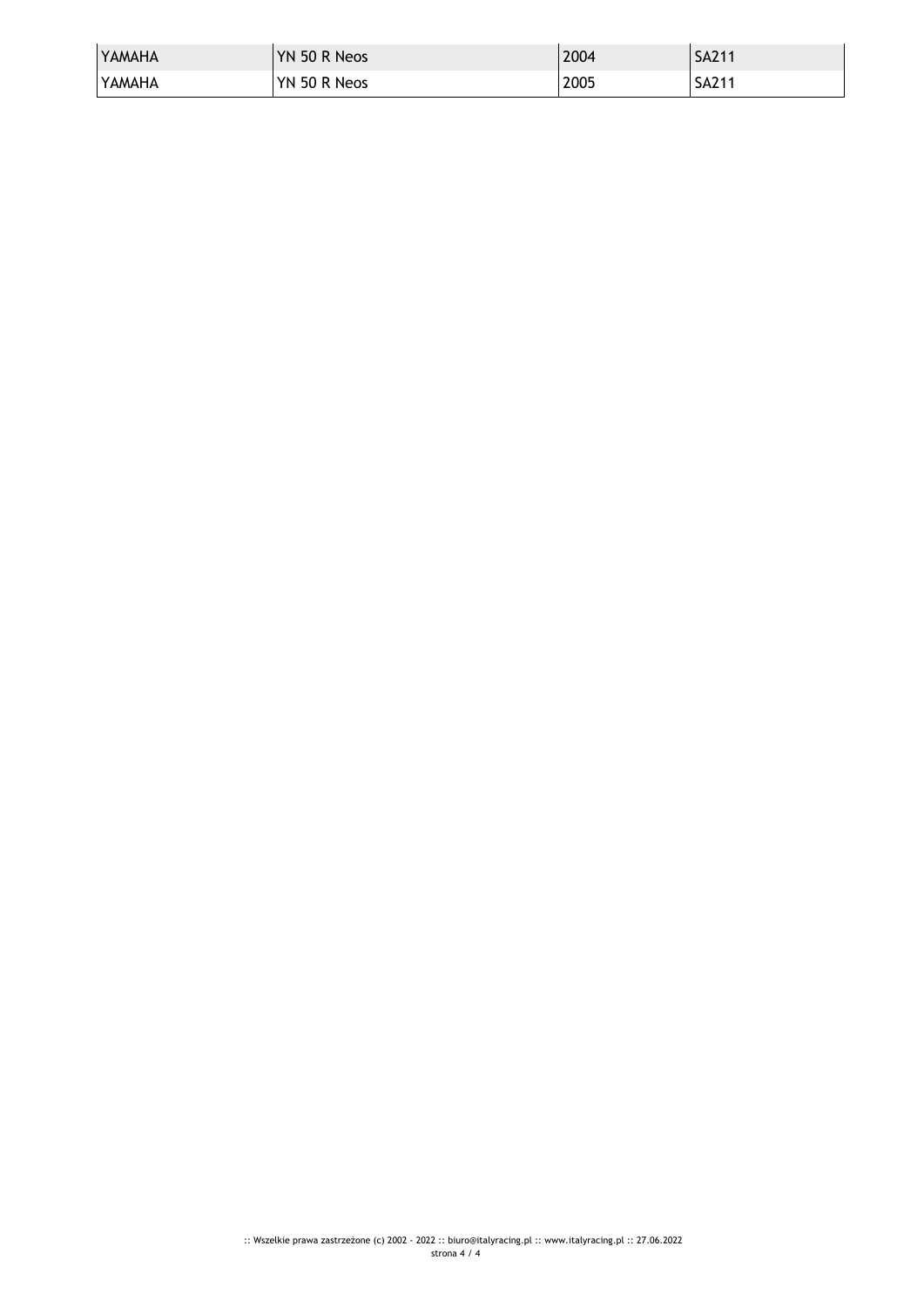| | | | |
|---|---|---|---|
| YAMAHA | YN 50 R Neos | 2004 | SA211 |
| YAMAHA | YN 50 R Neos | 2005 | SA211 |